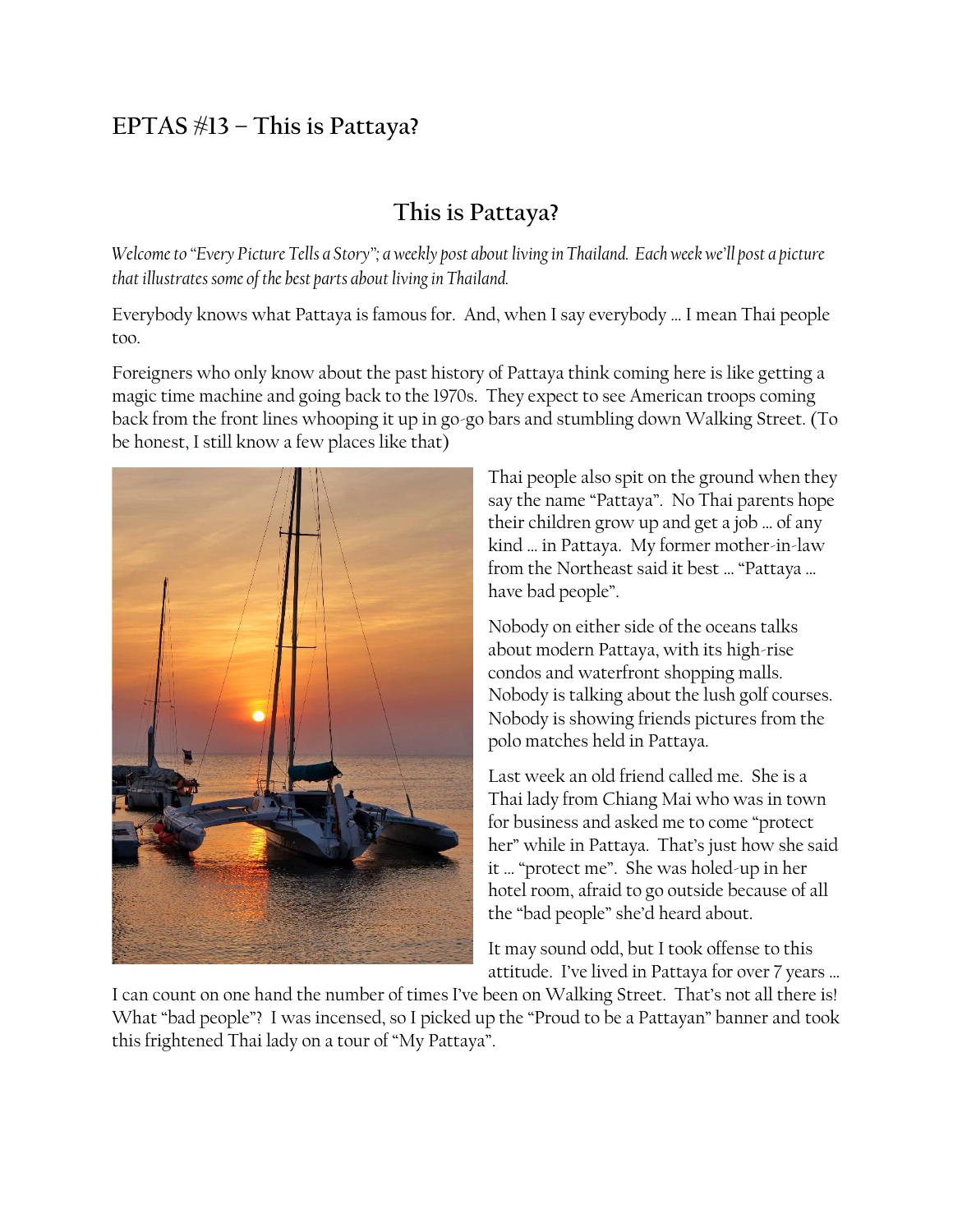# EPTAS #13 – This is Pattaya?

## This is Pattaya?

*Welcome to "Every Picture Tells a Story"; a weekly post about living in Thailand. Each week we'll post a picture that illustrates some of the best parts about living in Thailand.*

Everybody knows what Pattaya is famous for. And, when I say everybody … I mean Thai people too.

Foreigners who only know about the past history of Pattaya think coming here is like getting a magic time machine and going back to the 1970s. They expect to see American troops coming back from the front lines whooping it up in go-go bars and stumbling down Walking Street. (To be honest, I still know a few places like that)

Thai people also spit on the ground when they say the name "Pattaya". No Thai parents hope their children grow up and get a job … of any kind … in Pattaya. My former mother-in-law from the Northeast said it best … "Pattaya … have bad people".

Nobody on either side of the oceans talks about modern Pattaya, with its high-rise condos and waterfront shopping malls. Nobody is talking about the lush golf courses. Nobody is showing friends pictures from the polo matches held in Pattaya.

Last week an old friend called me. She is a Thai lady from Chiang Mai who was in town for business and asked me to come "protect her" while in Pattaya. That's just how she said it … "protect me". She was holed-up in her hotel room, afraid to go outside because of all the "bad people" she'd heard about.

It may sound odd, but I took offense to this attitude. I've lived in Pattaya for over 7 years … I can count on one hand the number of times I've been on Walking Street. That's not all there is! What "bad people"? I was incensed, so I picked up the "Proud to be a Pattayan" banner and took this frightened Thai lady on a tour of "My Pattaya".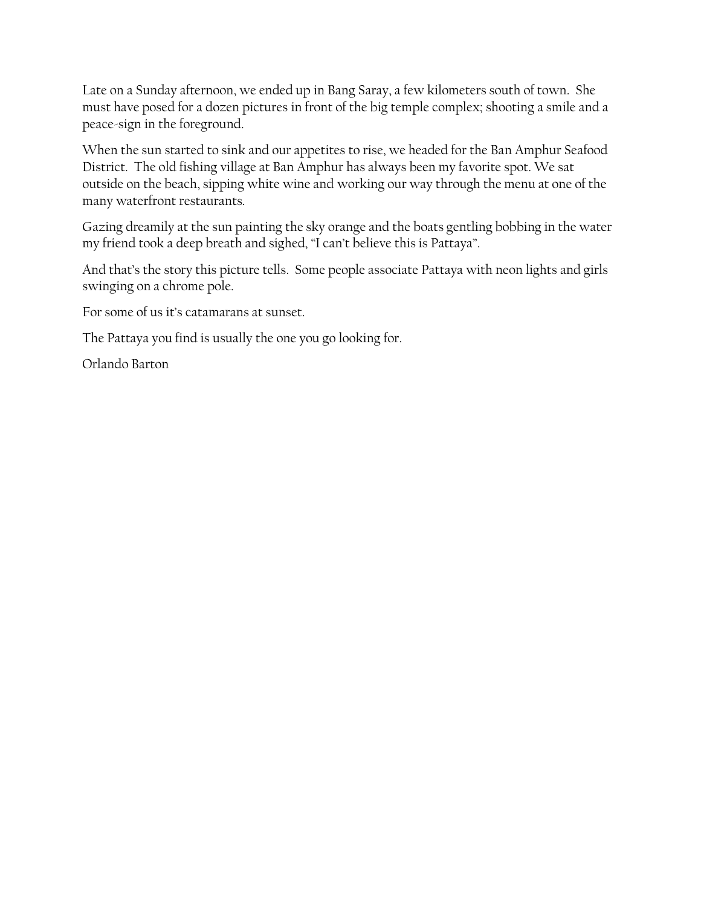Late on a Sunday afternoon, we ended up in Bang Saray, a few kilometers south of town. She must have posed for a dozen pictures in front of the big temple complex; shooting a smile and a peace-sign in the foreground.

When the sun started to sink and our appetites to rise, we headed for the Ban Amphur Seafood District. The old fishing village at Ban Amphur has always been my favorite spot. We sat outside on the beach, sipping white wine and working our way through the menu at one of the many waterfront restaurants.

Gazing dreamily at the sun painting the sky orange and the boats gentling bobbing in the water my friend took a deep breath and sighed, "I can't believe this is Pattaya".

And that's the story this picture tells. Some people associate Pattaya with neon lights and girls swinging on a chrome pole.

For some of us it's catamarans at sunset.

The Pattaya you find is usually the one you go looking for.

Orlando Barton